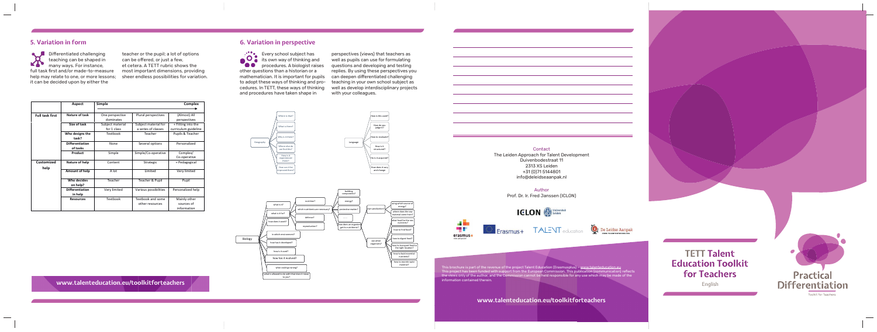## 5. Variation in form

Differentiated challenging teaching can be shaped in many ways. For instance, full task first and/or made-to-measure help may relate to one, or more lessons; it can be decided upon by either the teacher or the pupil; a lot of options can be offered, or just a few, et cetera. A TETT rubric shows the most important dimensions, providing sheer endless possibilities for variation.

| | Aspect | Simple | | Complex |
|---|---|---|---|---|
| **Full task first** | **Nature of task** | One perspective dominates | Plural perspectives | (Almost) All perspectives |
| | **Size of task** | Subject material for 1 class | Subject material for a series of classes | + Fitting into the curriculum guideline |
| | **Who designs the task?** | Textbook | Teacher | Pupils & Teacher |
| | **Differentiation of tasks** | None | Several options | Personalized |
| | **Product** | Simple | Simple/Co-operative | Complex/ Co-operative |
| **Customized help** | **Nature of help** | Content | Strategic | + Pedagogical |
| | **Amount of help** | A lot | Limited | Very limited |
| | **Who decides on help?** | Teacher | Teacher & Pupil | Pupil |
| | **Differentiation in help** | Very limited | Various possibilities | Personalized help |
| | **Resources** | Textbook | Textbook and some other resources | Mainly other sources of information |

www.talenteducation.eu/toolkitforteachers

## 6. Variation in perspective

Every school subject has its own way of thinking and procedures. A biologist raises other questions than a historian or a mathematician. It is important for pupils to adopt these ways of thinking and procedures. In TETT, these ways of thinking and procedures have taken shape in perspectives (views) that teachers as well as pupils can use for formulating questions and developing and testing replies. By using these perspectives you can deepen differentiated challenging teaching in your own school subject as well as develop interdisciplinary projects with your colleagues.

Geography: Where is that? / What is there? / Why is it there? / Where else do we find this? / How is it experienced there? / How can it be improved there?

Language: How is this used? / How do you judge it? / How to evaluate? / How is it structured? / How is it acquired? / How does it vary and change

Biology: what is it? / what is it for? / how does it work? / in which environment? / how has it developed? / how is it used? / how has it evolved? / what could go wrong? / what is allowed to do with this / does it matter to you?

nutrition? / which nutrients are necessary? / defence? / reproduction? / building components? / energy? / protective matter? / ...... / how does an organism get its nutrients? / own production? / eat other organisms? / using which source of energy? / where does the raw material come from? / what food for the raw materials? / how to find food? / how to digest food? / how to transport food to the right location? / how to lead essential nutrients? / how to excrete waste material?

---

Contact
The Leiden Approach for Talent Development
Duivenbodestraat 11
2313 XS Leiden
+31 (0)71 5144801
info@deleidseaanpak.nl

Author
Prof. Dr. Ir. Fred Janssen (ICLON)

ICLON Universiteit Leiden

erasmus+ Erasmus+ TALENT education De Leidse Aanpak

This brochure is part of the revenue of the project Talent Education (Erasmusplus) – www.talenteducation.eu
This project has been funded with support from the European Commission. This publication (communication) reflects the views only of the author, and the Commission cannot be held responsible for any use which may be made of the information contained therein.

www.talenteducation.eu/toolkitforteachers

# TETT Talent Education Toolkit for Teachers

English

Practical Differentiation

Toolkit for Teachers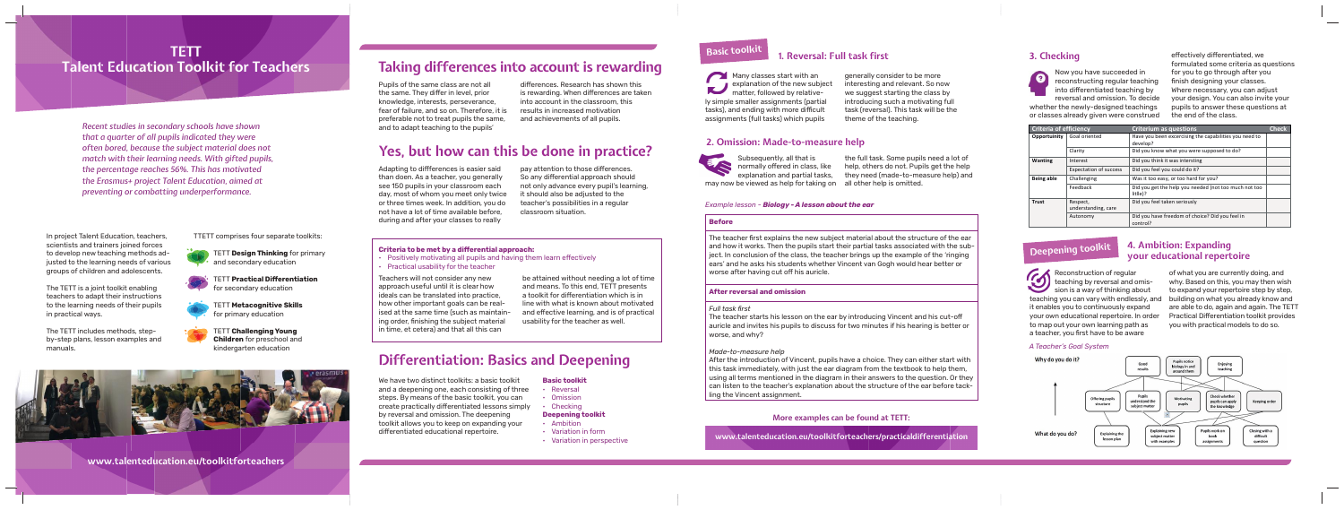# TETT
# Talent Education Toolkit for Teachers

*Recent studies in secondary schools have shown that a quarter of all pupils indicated they were often bored, because the subject material does not match with their learning needs. With gifted pupils, the percentage reaches 56%. This has motivated the Erasmus+ project Talent Education, aimed at preventing or combatting underperformance.*

In project Talent Education, teachers, scientists and trainers joined forces to develop new teaching methods adjusted to the learning needs of various groups of children and adolescents.

The TETT is a joint toolkit enabling teachers to adapt their instructions to the learning needs of their pupils in practical ways.

The TETT includes methods, step-by-step plans, lesson examples and manuals.

TTETT comprises four separate toolkits:

- TETT **Design Thinking** for primary and secondary education
- TETT **Practical Differentiation** for secondary education
- TETT **Metacognitive Skills** for primary education
- TETT **Challenging Young Children** for preschool and kindergarten education

www.talenteducation.eu/toolkitforteachers

## Taking differences into account is rewarding

Pupils of the same class are not all the same. They differ in level, prior knowledge, interests, perseverance, fear of failure, and so on. Therefore, it is preferable not to treat pupils the same, and to adapt teaching to the pupils' differences. Research has shown this is rewarding. When differences are taken into account in the classroom, this results in increased motivation and achievements of all pupils.

## Yes, but how can this be done in practice?

Adapting to diffferences is easier said than done. As a teacher, you generally see 150 pupils in your classroom each day, most of whom you meet only twice or three times week. In addition, you do not have a lot of time available before, during and after your classes to really pay attention to those differences. So any differential approach should not only advance every pupil's learning, it should also be adjusted to the teacher's possibilities in a regular classroom situation.

**Criteria to be met by a differential approach:**
- Positively motivating all pupils and having them learn effectively
- Practical usability for the teacher

Teachers will not consider any new approach useful until it is clear how ideals can be translated into practice, how other important goals can be realised at the same time (such as maintaining order, finishing the subject material in time, et cetera) and that all this can be attained without needing a lot of time and means. To this end, TETT presents a toolkit for differentiation which is in line with what is known about motivated and effective learning, and is of practical usability for the teacher as well.

## Differentiation: Basics and Deepening

We have two distinct toolkits: a basic toolkit and a deepening one, each consisting of three steps. By means of the basic toolkit, you can create practically differentiated lessons simply by reversal and omission. The deepening toolkit allows you to keep on expanding your differentiated educational repertoire.

**Basic toolkit**
- Reversal
- Omission
- Checking

**Deepening toolkit**
- Ambition
- Variation in form
- Variation in perspective

## Basic toolkit

### 1. Reversal: Full task first

Many classes start with an explanation of the new subject matter, followed by relatively simple smaller assignments (partial tasks), and ending with more difficult assignments (full tasks) which pupils generally consider to be more interesting and relevant. So now we suggest starting the class by introducing such a motivating full task (reversal). This task will be the theme of the teaching.

### 2. Omission: Made-to-measure help

Subsequently, all that is normally offered in class, like explanation and partial tasks, may now be viewed as help for taking on the full task. Some pupils need a lot of help, others do not. Pupils get the help they need (made-to-measure help) and all other help is omitted.

*Example lesson - **Biology - A lesson about the ear***

**Before**

The teacher first explains the new subject material about the structure of the ear and how it works. Then the pupils start their partial tasks associated with the subject. In conclusion of the class, the teacher brings up the example of the 'ringing ears' and he asks his students whether Vincent van Gogh would hear better or worse after having cut off his auricle.

**After reversal and omission**

*Full task first*
The teacher starts his lesson on the ear by introducing Vincent and his cut-off auricle and invites his pupils to discuss for two minutes if his hearing is better or worse, and why?

*Made-to-measure help*
After the introduction of Vincent, pupils have a choice. They can either start with this task immediately, with just the ear diagram from the textbook to help them, using all terms mentioned in the diagram in their answers to the question. Or they can listen to the teacher's explanation about the structure of the ear before tackling the Vincent assignment.

**More examples can be found at TETT:**

www.talenteducation.eu/toolkitforteachers/practicaldifferentiation

### 3. Checking

Now you have succeeded in reconstructing regular teaching into differentiated teaching by reversal and omission. To decide whether the newly-designed teachings or classes already given were construed effectively differentiated, we formulated some criteria as questions for you to go through after you finish designing your classes. Where necessary, you can adjust your design. You can also invite your pupils to answer these questions at the end of the class.

| Criteria of efficiency | | Criterium as questions | Check |
|---|---|---|---|
| **Opportunity** | Goal oriented | Have you been excercising the capabilities you need to develop? | |
| | Clarity | Did you know what you were supposed to do? | |
| **Wanting** | Interest | Did you think it was interesting | |
| | Expectation of success | Did you feel you could do it? | |
| **Being able** | Challenging | Was it too easy, or too hard for you? | |
| | Feedback | Did you get the help you needed (not too much not too little)? | |
| **Trust** | Respect, understanding, care | Did you feel taken seriously | |
| | Autonomy | Did you have freedom of choice? Did you feel in control? | |

## Deepening toolkit

### 4. Ambition: Expanding your educational repertoire

Reconstruction of regular teaching by reversal and omission is a way of thinking about teaching you can vary with endlessly, and it enables you to continuously expand your own educational repertoire. In order to map out your own learning path as a teacher, you first have to be aware of what you are currently doing, and why. Based on this, you may then wish to expand your repertoire step by step, building on what you already know and are able to do, again and again. The TETT Practical Differentiation toolkit provides you with practical models to do so.

*A Teacher's Goal System*

Why do you do it?

What do you do?

Good results
Pupils notice biology in and around them
Enjoying teaching
Offering pupils structure
Pupils understand the subject matter
Motivating pupils
Check whether pupils can apply the knowledge
Keeping order
Explaining the lesson plan
Explaining new subject matter with examples
Pupils work on book assignments
Closing with a difficult question